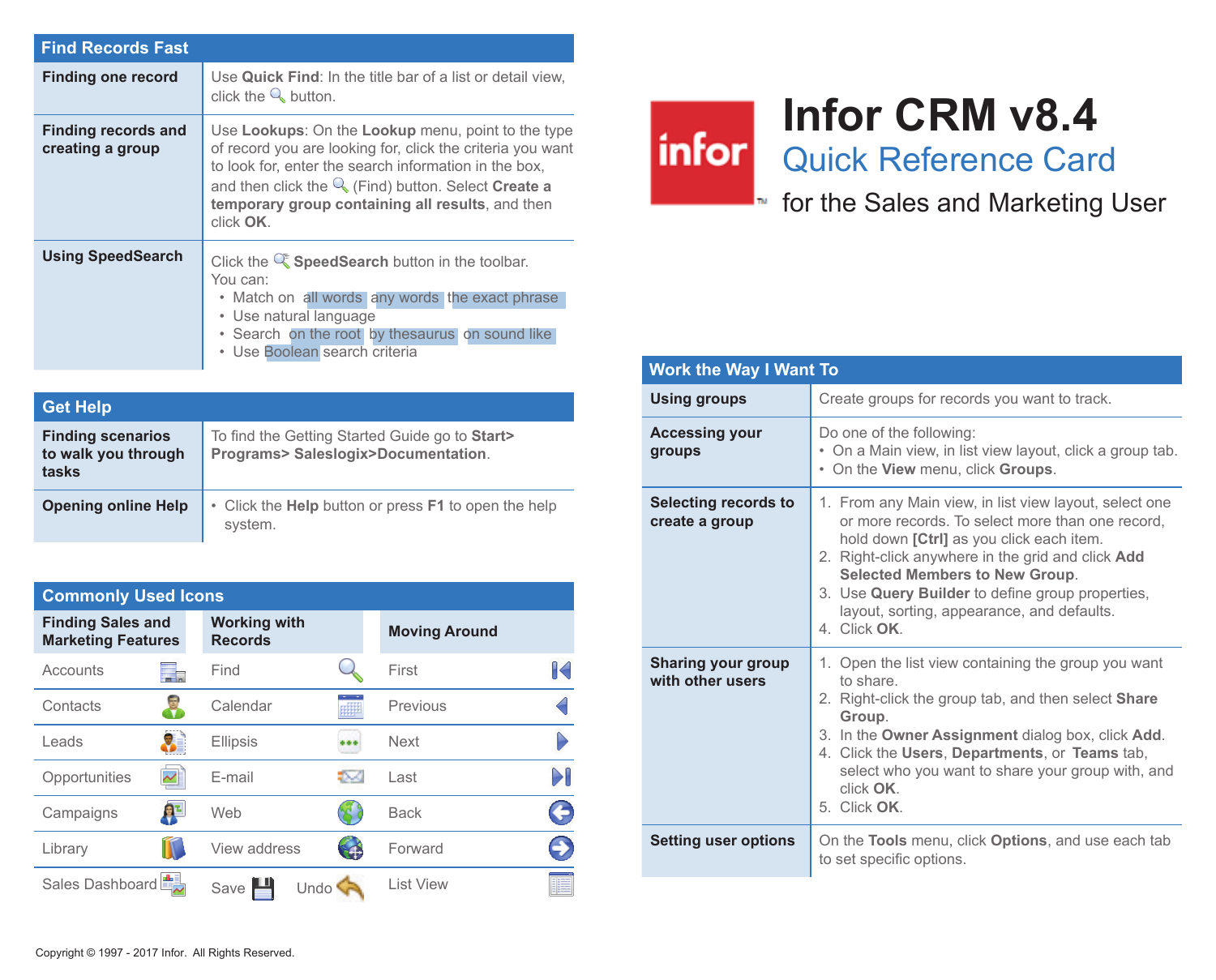# Infor CRM v8.4

## Quick Reference Card

for the Sales and Marketing User

## Find Records Fast

| | |
|---|---|
| **Finding one record** | Use **Quick Find**: In the title bar of a list or detail view, click the button. |
| **Finding records and creating a group** | Use **Lookups**: On the **Lookup** menu, point to the type of record you are looking for, click the criteria you want to look for, enter the search information in the box, and then click the (Find) button. Select **Create a temporary group containing all results**, and then click **OK**. |
| **Using SpeedSearch** | Click the **SpeedSearch** button in the toolbar. You can: <br>• Match on all words any words the exact phrase <br>• Use natural language <br>• Search on the root by thesaurus on sound like <br>• Use Boolean search criteria |

## Get Help

| | |
|---|---|
| **Finding scenarios to walk you through tasks** | To find the Getting Started Guide go to **Start> Programs> Saleslogix>Documentation**. |
| **Opening online Help** | • Click the **Help** button or press **F1** to open the help system. |

## Commonly Used Icons

| Finding Sales and Marketing Features | Working with Records | Moving Around |
|---|---|---|
| Accounts | Find | First |
| Contacts | Calendar | Previous |
| Leads | Ellipsis | Next |
| Opportunities | E-mail | Last |
| Campaigns | Web | Back |
| Library | View address | Forward |
| Sales Dashboard | Save Undo | List View |

## Work the Way I Want To

| | |
|---|---|
| **Using groups** | Create groups for records you want to track. |
| **Accessing your groups** | Do one of the following: <br>• On a Main view, in list view layout, click a group tab. <br>• On the **View** menu, click **Groups**. |
| **Selecting records to create a group** | 1. From any Main view, in list view layout, select one or more records. To select more than one record, hold down **[Ctrl]** as you click each item. <br>2. Right-click anywhere in the grid and click **Add Selected Members to New Group**. <br>3. Use **Query Builder** to define group properties, layout, sorting, appearance, and defaults. <br>4. Click **OK**. |
| **Sharing your group with other users** | 1. Open the list view containing the group you want to share. <br>2. Right-click the group tab, and then select **Share Group**. <br>3. In the **Owner Assignment** dialog box, click **Add**. <br>4. Click the **Users**, **Departments**, or **Teams** tab, select who you want to share your group with, and click **OK**. <br>5. Click **OK**. |
| **Setting user options** | On the **Tools** menu, click **Options**, and use each tab to set specific options. |

Copyright © 1997 - 2017 Infor. All Rights Reserved.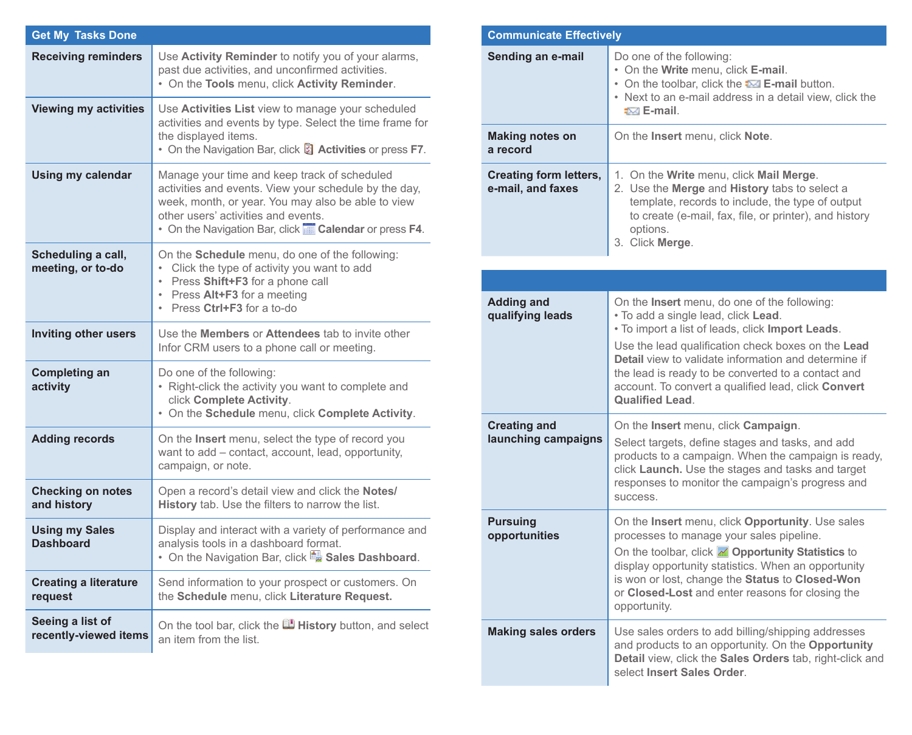| Get My Tasks Done | |
|---|---|
| **Receiving reminders** | Use **Activity Reminder** to notify you of your alarms, past due activities, and unconfirmed activities.<br>• On the **Tools** menu, click **Activity Reminder**. |
| **Viewing my activities** | Use **Activities List** view to manage your scheduled activities and events by type. Select the time frame for the displayed items.<br>• On the Navigation Bar, click **Activities** or press **F7**. |
| **Using my calendar** | Manage your time and keep track of scheduled activities and events. View your schedule by the day, week, month, or year. You may also be able to view other users' activities and events.<br>• On the Navigation Bar, click **Calendar** or press **F4**. |
| **Scheduling a call, meeting, or to-do** | On the **Schedule** menu, do one of the following:<br>• Click the type of activity you want to add<br>• Press **Shift+F3** for a phone call<br>• Press **Alt+F3** for a meeting<br>• Press **Ctrl+F3** for a to-do |
| **Inviting other users** | Use the **Members** or **Attendees** tab to invite other Infor CRM users to a phone call or meeting. |
| **Completing an activity** | Do one of the following:<br>• Right-click the activity you want to complete and click **Complete Activity**.<br>• On the **Schedule** menu, click **Complete Activity**. |
| **Adding records** | On the **Insert** menu, select the type of record you want to add – contact, account, lead, opportunity, campaign, or note. |
| **Checking on notes and history** | Open a record's detail view and click the **Notes/ History** tab. Use the filters to narrow the list. |
| **Using my Sales Dashboard** | Display and interact with a variety of performance and analysis tools in a dashboard format.<br>• On the Navigation Bar, click **Sales Dashboard**. |
| **Creating a literature request** | Send information to your prospect or customers. On the **Schedule** menu, click **Literature Request.** |
| **Seeing a list of recently-viewed items** | On the tool bar, click the **History** button, and select an item from the list. |

| Communicate Effectively | |
|---|---|
| **Sending an e-mail** | Do one of the following:<br>• On the **Write** menu, click **E-mail**.<br>• On the toolbar, click the **E-mail** button.<br>• Next to an e-mail address in a detail view, click the **E-mail**. |
| **Making notes on a record** | On the **Insert** menu, click **Note**. |
| **Creating form letters, e-mail, and faxes** | 1. On the **Write** menu, click **Mail Merge**.<br>2. Use the **Merge** and **History** tabs to select a template, records to include, the type of output to create (e-mail, fax, file, or printer), and history options.<br>3. Click **Merge**. |

| | |
|---|---|
| **Adding and qualifying leads** | On the **Insert** menu, do one of the following:<br>• To add a single lead, click **Lead**.<br>• To import a list of leads, click **Import Leads**.<br>Use the lead qualification check boxes on the **Lead Detail** view to validate information and determine if the lead is ready to be converted to a contact and account. To convert a qualified lead, click **Convert Qualified Lead**. |
| **Creating and launching campaigns** | On the **Insert** menu, click **Campaign**.<br>Select targets, define stages and tasks, and add products to a campaign. When the campaign is ready, click **Launch.** Use the stages and tasks and target responses to monitor the campaign's progress and success. |
| **Pursuing opportunities** | On the **Insert** menu, click **Opportunity**. Use sales processes to manage your sales pipeline.<br>On the toolbar, click **Opportunity Statistics** to display opportunity statistics. When an opportunity is won or lost, change the **Status** to **Closed-Won** or **Closed-Lost** and enter reasons for closing the opportunity. |
| **Making sales orders** | Use sales orders to add billing/shipping addresses and products to an opportunity. On the **Opportunity Detail** view, click the **Sales Orders** tab, right-click and select **Insert Sales Order**. |